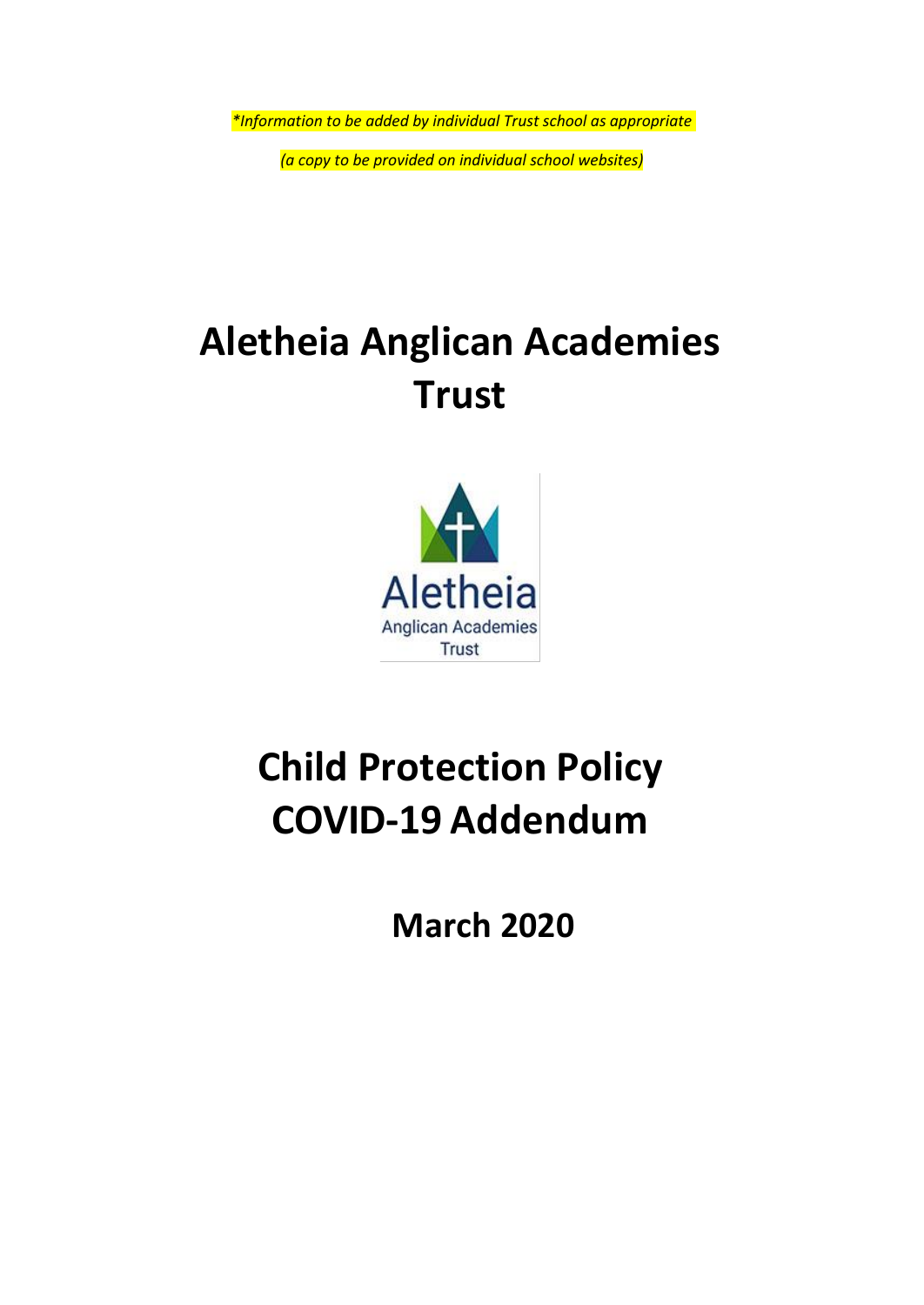*\*Information to be added by individual Trust school as appropriate*

*(a copy to be provided on individual school websites)*

# Aletheia Anglican Academies Trust

Aletheia
Anglican Academies
Trust

# Child Protection Policy COVID-19 Addendum

## March 2020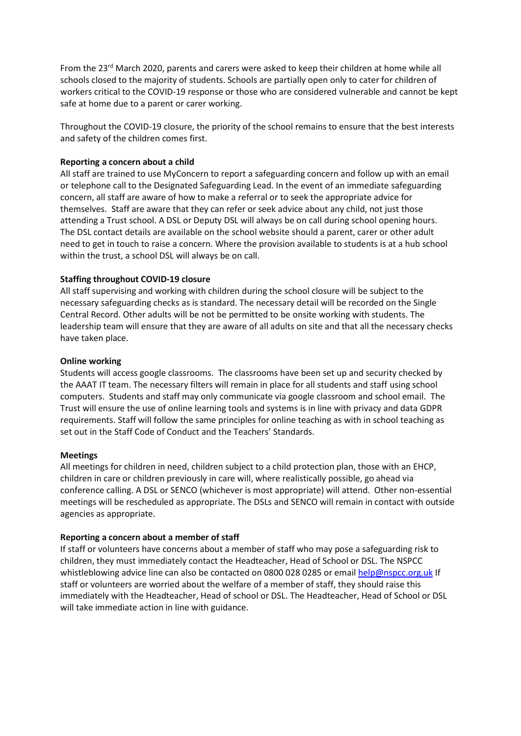From the 23rd March 2020, parents and carers were asked to keep their children at home while all schools closed to the majority of students. Schools are partially open only to cater for children of workers critical to the COVID-19 response or those who are considered vulnerable and cannot be kept safe at home due to a parent or carer working.

Throughout the COVID-19 closure, the priority of the school remains to ensure that the best interests and safety of the children comes first.

**Reporting a concern about a child**

All staff are trained to use MyConcern to report a safeguarding concern and follow up with an email or telephone call to the Designated Safeguarding Lead. In the event of an immediate safeguarding concern, all staff are aware of how to make a referral or to seek the appropriate advice for themselves. Staff are aware that they can refer or seek advice about any child, not just those attending a Trust school. A DSL or Deputy DSL will always be on call during school opening hours. The DSL contact details are available on the school website should a parent, carer or other adult need to get in touch to raise a concern. Where the provision available to students is at a hub school within the trust, a school DSL will always be on call.

**Staffing throughout COVID-19 closure**

All staff supervising and working with children during the school closure will be subject to the necessary safeguarding checks as is standard. The necessary detail will be recorded on the Single Central Record. Other adults will be not be permitted to be onsite working with students. The leadership team will ensure that they are aware of all adults on site and that all the necessary checks have taken place.

**Online working**

Students will access google classrooms. The classrooms have been set up and security checked by the AAAT IT team. The necessary filters will remain in place for all students and staff using school computers. Students and staff may only communicate via google classroom and school email. The Trust will ensure the use of online learning tools and systems is in line with privacy and data GDPR requirements. Staff will follow the same principles for online teaching as with in school teaching as set out in the Staff Code of Conduct and the Teachers' Standards.

**Meetings**

All meetings for children in need, children subject to a child protection plan, those with an EHCP, children in care or children previously in care will, where realistically possible, go ahead via conference calling. A DSL or SENCO (whichever is most appropriate) will attend. Other non-essential meetings will be rescheduled as appropriate. The DSLs and SENCO will remain in contact with outside agencies as appropriate.

**Reporting a concern about a member of staff**

If staff or volunteers have concerns about a member of staff who may pose a safeguarding risk to children, they must immediately contact the Headteacher, Head of School or DSL. The NSPCC whistleblowing advice line can also be contacted on 0800 028 0285 or email help@nspcc.org.uk If staff or volunteers are worried about the welfare of a member of staff, they should raise this immediately with the Headteacher, Head of school or DSL. The Headteacher, Head of School or DSL will take immediate action in line with guidance.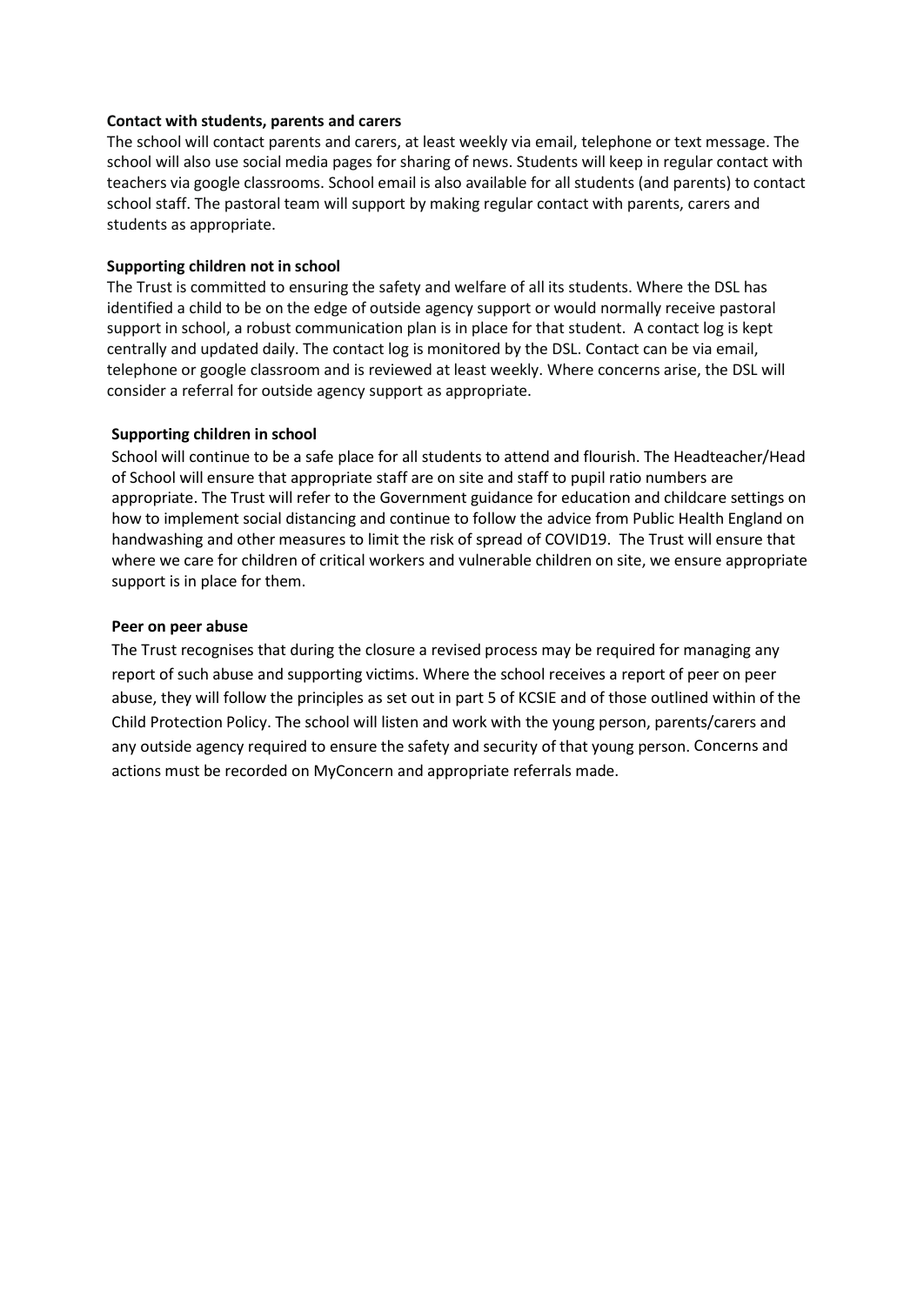**Contact with students, parents and carers**

The school will contact parents and carers, at least weekly via email, telephone or text message. The school will also use social media pages for sharing of news. Students will keep in regular contact with teachers via google classrooms. School email is also available for all students (and parents) to contact school staff. The pastoral team will support by making regular contact with parents, carers and students as appropriate.

**Supporting children not in school**

The Trust is committed to ensuring the safety and welfare of all its students. Where the DSL has identified a child to be on the edge of outside agency support or would normally receive pastoral support in school, a robust communication plan is in place for that student. A contact log is kept centrally and updated daily. The contact log is monitored by the DSL. Contact can be via email, telephone or google classroom and is reviewed at least weekly. Where concerns arise, the DSL will consider a referral for outside agency support as appropriate.

**Supporting children in school**

School will continue to be a safe place for all students to attend and flourish. The Headteacher/Head of School will ensure that appropriate staff are on site and staff to pupil ratio numbers are appropriate. The Trust will refer to the Government guidance for education and childcare settings on how to implement social distancing and continue to follow the advice from Public Health England on handwashing and other measures to limit the risk of spread of COVID19. The Trust will ensure that where we care for children of critical workers and vulnerable children on site, we ensure appropriate support is in place for them.

**Peer on peer abuse**

The Trust recognises that during the closure a revised process may be required for managing any report of such abuse and supporting victims. Where the school receives a report of peer on peer abuse, they will follow the principles as set out in part 5 of KCSIE and of those outlined within of the Child Protection Policy. The school will listen and work with the young person, parents/carers and any outside agency required to ensure the safety and security of that young person. Concerns and actions must be recorded on MyConcern and appropriate referrals made.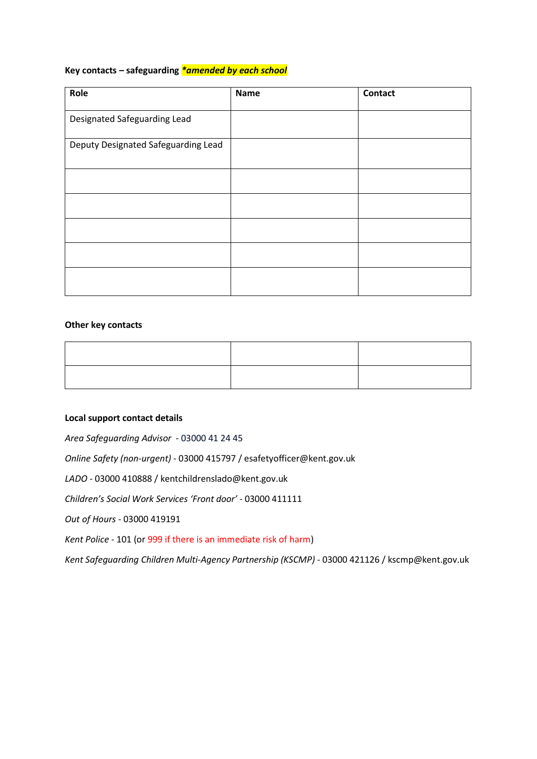**Key contacts – safeguarding** ***\*amended by each school***

| Role | Name | Contact |
|---|---|---|
| Designated Safeguarding Lead | | |
| Deputy Designated Safeguarding Lead | | |
| | | |
| | | |
| | | |
| | | |
| | | |

**Other key contacts**

| | | |
|---|---|---|
| | | |
| | | |

**Local support contact details**

*Area Safeguarding Advisor* - 03000 41 24 45

*Online Safety (non-urgent)* - 03000 415797 / esafetyofficer@kent.gov.uk

*LADO* - 03000 410888 / kentchildrenslado@kent.gov.uk

*Children's Social Work Services 'Front door'* - 03000 411111

*Out of Hours* - 03000 419191

*Kent Police* - 101 (or 999 if there is an immediate risk of harm)

*Kent Safeguarding Children Multi-Agency Partnership (KSCMP)* - 03000 421126 / kscmp@kent.gov.uk